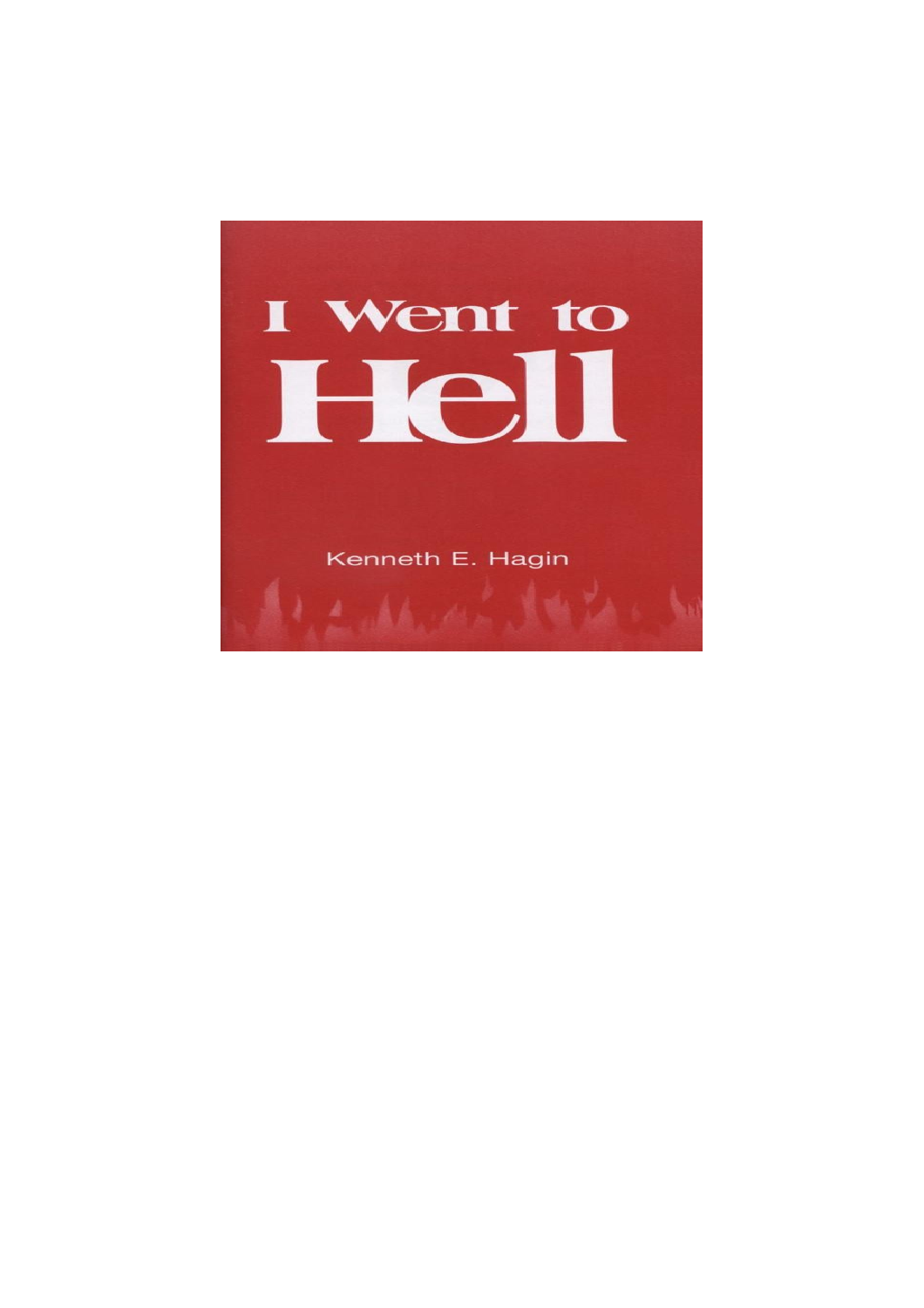# I Went to Hell

Kenneth E. Hagin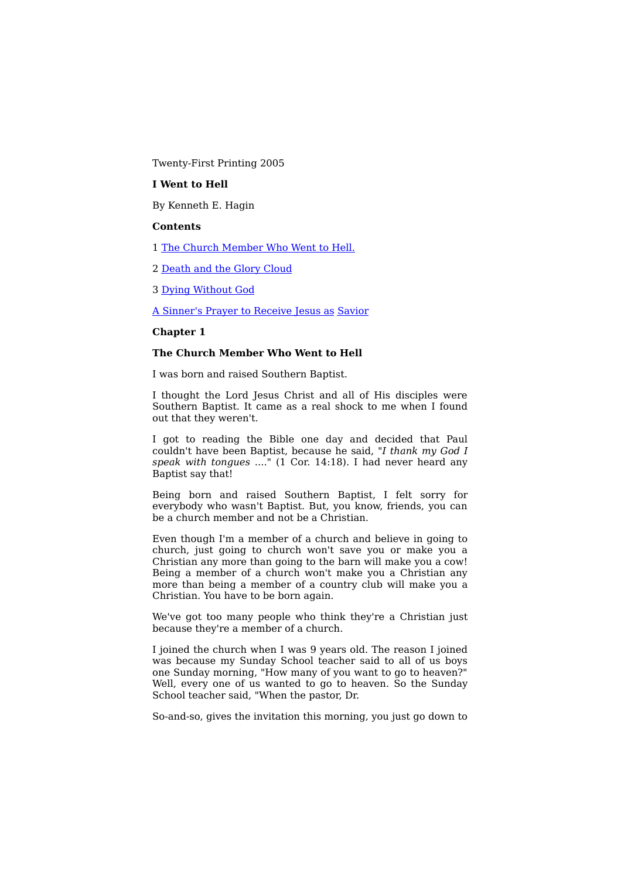Twenty-First Printing 2005

**I Went to Hell**

By Kenneth E. Hagin

**Contents**

1 [The Church Member Who Went to Hell.]()

2 [Death and the Glory Cloud]()

3 [Dying Without God]()

[A Sinner's Prayer to Receive Jesus as]() [Savior]()

## Chapter 1

## The Church Member Who Went to Hell

I was born and raised Southern Baptist.

I thought the Lord Jesus Christ and all of His disciples were Southern Baptist. It came as a real shock to me when I found out that they weren't.

I got to reading the Bible one day and decided that Paul couldn't have been Baptist, because he said, "*I thank my God I speak with tongues* ...." (1 Cor. 14:18). I had never heard any Baptist say that!

Being born and raised Southern Baptist, I felt sorry for everybody who wasn't Baptist. But, you know, friends, you can be a church member and not be a Christian.

Even though I'm a member of a church and believe in going to church, just going to church won't save you or make you a Christian any more than going to the barn will make you a cow! Being a member of a church won't make you a Christian any more than being a member of a country club will make you a Christian. You have to be born again.

We've got too many people who think they're a Christian just because they're a member of a church.

I joined the church when I was 9 years old. The reason I joined was because my Sunday School teacher said to all of us boys one Sunday morning, "How many of you want to go to heaven?" Well, every one of us wanted to go to heaven. So the Sunday School teacher said, "When the pastor, Dr.

So-and-so, gives the invitation this morning, you just go down to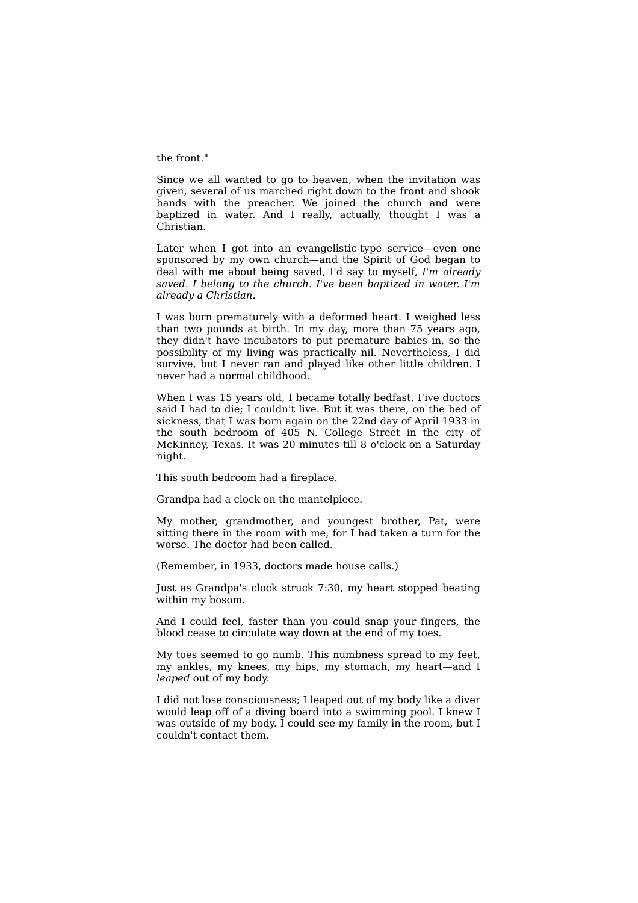the front."

Since we all wanted to go to heaven, when the invitation was given, several of us marched right down to the front and shook hands with the preacher. We joined the church and were baptized in water. And I really, actually, thought I was a Christian.

Later when I got into an evangelistic-type service—even one sponsored by my own church—and the Spirit of God began to deal with me about being saved, I'd say to myself, *I'm already saved. I belong to the church. I've been baptized in water. I'm already a Christian.*

I was born prematurely with a deformed heart. I weighed less than two pounds at birth. In my day, more than 75 years ago, they didn't have incubators to put premature babies in, so the possibility of my living was practically nil. Nevertheless, I did survive, but I never ran and played like other little children. I never had a normal childhood.

When I was 15 years old, I became totally bedfast. Five doctors said I had to die; I couldn't live. But it was there, on the bed of sickness, that I was born again on the 22nd day of April 1933 in the south bedroom of 405 N. College Street in the city of McKinney, Texas. It was 20 minutes till 8 o'clock on a Saturday night.

This south bedroom had a fireplace.

Grandpa had a clock on the mantelpiece.

My mother, grandmother, and youngest brother, Pat, were sitting there in the room with me, for I had taken a turn for the worse. The doctor had been called.

(Remember, in 1933, doctors made house calls.)

Just as Grandpa's clock struck 7:30, my heart stopped beating within my bosom.

And I could feel, faster than you could snap your fingers, the blood cease to circulate way down at the end of my toes.

My toes seemed to go numb. This numbness spread to my feet, my ankles, my knees, my hips, my stomach, my heart—and I *leaped* out of my body.

I did not lose consciousness; I leaped out of my body like a diver would leap off of a diving board into a swimming pool. I knew I was outside of my body. I could see my family in the room, but I couldn't contact them.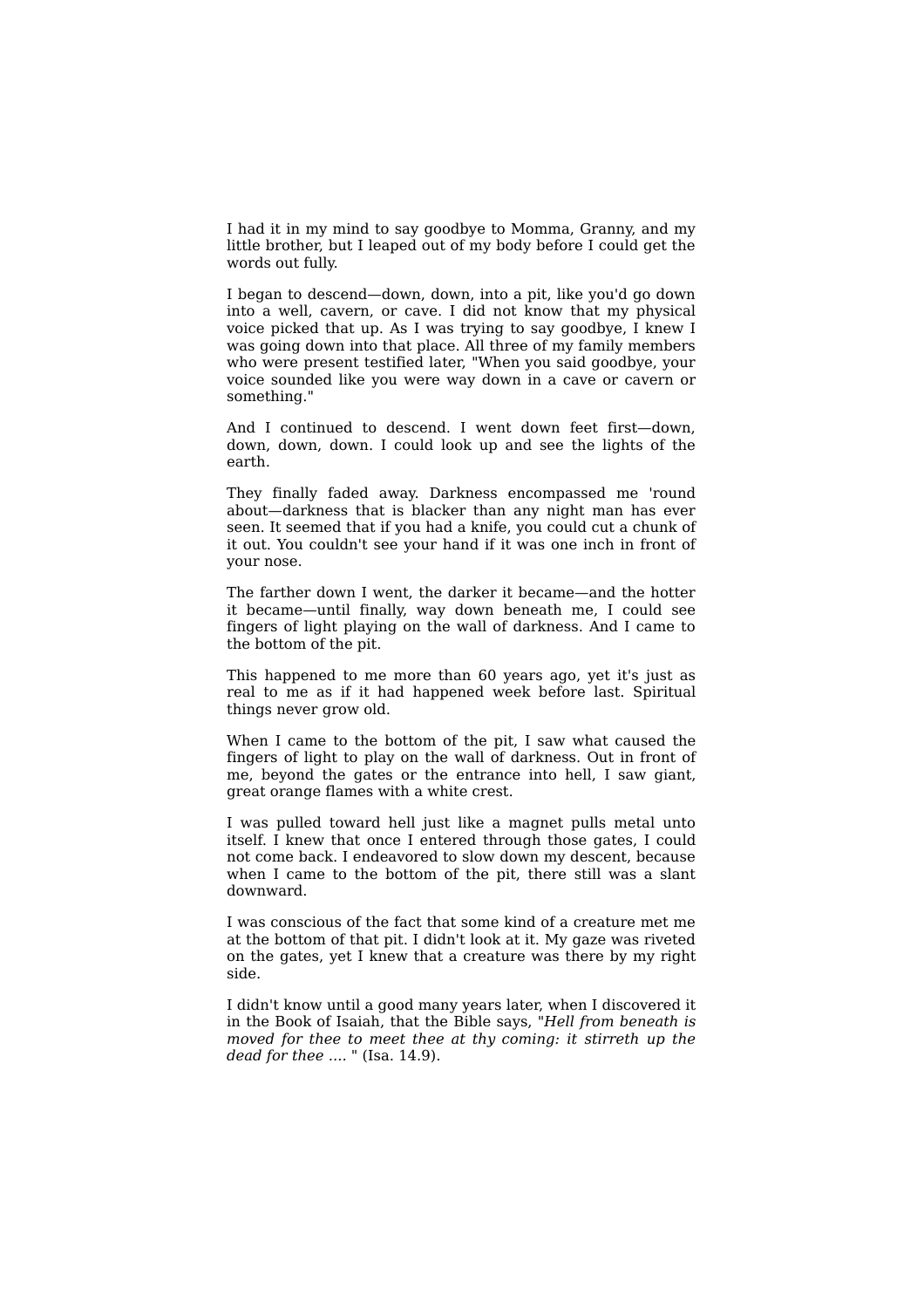I had it in my mind to say goodbye to Momma, Granny, and my little brother, but I leaped out of my body before I could get the words out fully.

I began to descend—down, down, into a pit, like you'd go down into a well, cavern, or cave. I did not know that my physical voice picked that up. As I was trying to say goodbye, I knew I was going down into that place. All three of my family members who were present testified later, "When you said goodbye, your voice sounded like you were way down in a cave or cavern or something."

And I continued to descend. I went down feet first—down, down, down, down. I could look up and see the lights of the earth.

They finally faded away. Darkness encompassed me 'round about—darkness that is blacker than any night man has ever seen. It seemed that if you had a knife, you could cut a chunk of it out. You couldn't see your hand if it was one inch in front of your nose.

The farther down I went, the darker it became—and the hotter it became—until finally, way down beneath me, I could see fingers of light playing on the wall of darkness. And I came to the bottom of the pit.

This happened to me more than 60 years ago, yet it's just as real to me as if it had happened week before last. Spiritual things never grow old.

When I came to the bottom of the pit, I saw what caused the fingers of light to play on the wall of darkness. Out in front of me, beyond the gates or the entrance into hell, I saw giant, great orange flames with a white crest.

I was pulled toward hell just like a magnet pulls metal unto itself. I knew that once I entered through those gates, I could not come back. I endeavored to slow down my descent, because when I came to the bottom of the pit, there still was a slant downward.

I was conscious of the fact that some kind of a creature met me at the bottom of that pit. I didn't look at it. My gaze was riveted on the gates, yet I knew that a creature was there by my right side.

I didn't know until a good many years later, when I discovered it in the Book of Isaiah, that the Bible says, "*Hell from beneath is moved for thee to meet thee at thy coming: it stirreth up the dead for thee ....* " (Isa. 14.9).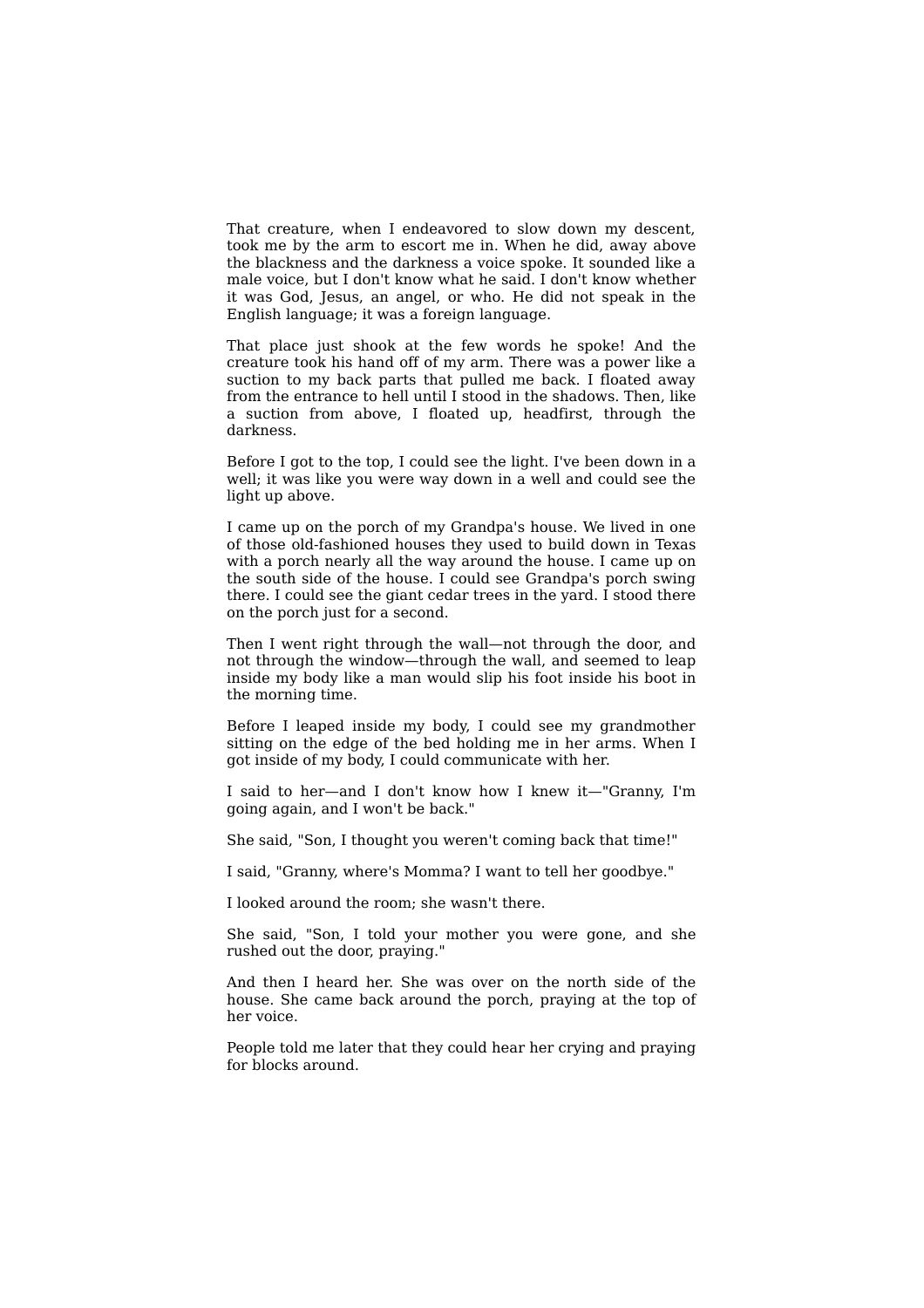That creature, when I endeavored to slow down my descent, took me by the arm to escort me in. When he did, away above the blackness and the darkness a voice spoke. It sounded like a male voice, but I don't know what he said. I don't know whether it was God, Jesus, an angel, or who. He did not speak in the English language; it was a foreign language.

That place just shook at the few words he spoke! And the creature took his hand off of my arm. There was a power like a suction to my back parts that pulled me back. I floated away from the entrance to hell until I stood in the shadows. Then, like a suction from above, I floated up, headfirst, through the darkness.

Before I got to the top, I could see the light. I've been down in a well; it was like you were way down in a well and could see the light up above.

I came up on the porch of my Grandpa's house. We lived in one of those old-fashioned houses they used to build down in Texas with a porch nearly all the way around the house. I came up on the south side of the house. I could see Grandpa's porch swing there. I could see the giant cedar trees in the yard. I stood there on the porch just for a second.

Then I went right through the wall—not through the door, and not through the window—through the wall, and seemed to leap inside my body like a man would slip his foot inside his boot in the morning time.

Before I leaped inside my body, I could see my grandmother sitting on the edge of the bed holding me in her arms. When I got inside of my body, I could communicate with her.

I said to her—and I don't know how I knew it—"Granny, I'm going again, and I won't be back."

She said, "Son, I thought you weren't coming back that time!"

I said, "Granny, where's Momma? I want to tell her goodbye."

I looked around the room; she wasn't there.

She said, "Son, I told your mother you were gone, and she rushed out the door, praying."

And then I heard her. She was over on the north side of the house. She came back around the porch, praying at the top of her voice.

People told me later that they could hear her crying and praying for blocks around.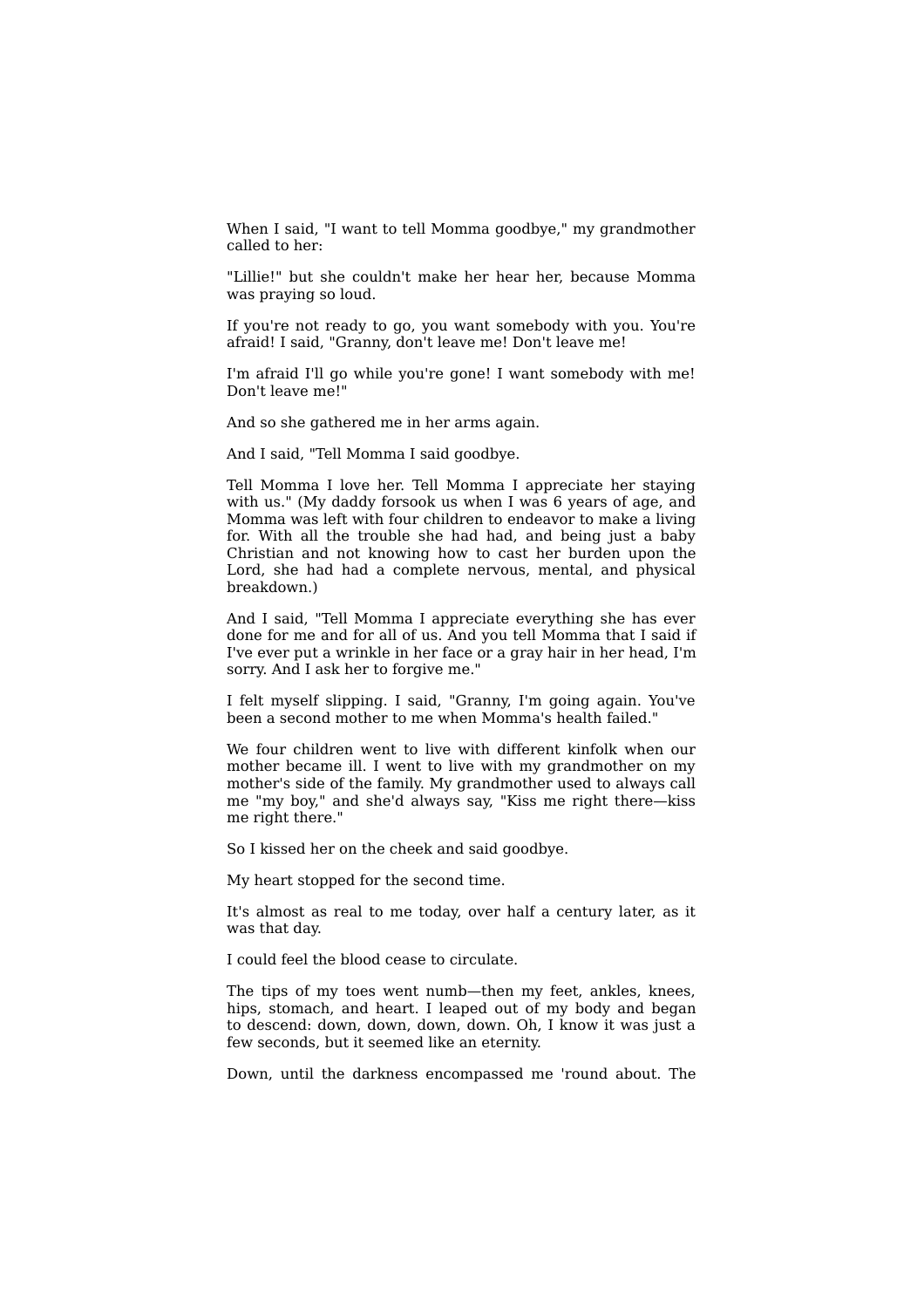When I said, "I want to tell Momma goodbye," my grandmother called to her:

"Lillie!" but she couldn't make her hear her, because Momma was praying so loud.

If you're not ready to go, you want somebody with you. You're afraid! I said, "Granny, don't leave me! Don't leave me!

I'm afraid I'll go while you're gone! I want somebody with me! Don't leave me!"

And so she gathered me in her arms again.

And I said, "Tell Momma I said goodbye.

Tell Momma I love her. Tell Momma I appreciate her staying with us." (My daddy forsook us when I was 6 years of age, and Momma was left with four children to endeavor to make a living for. With all the trouble she had had, and being just a baby Christian and not knowing how to cast her burden upon the Lord, she had had a complete nervous, mental, and physical breakdown.)

And I said, "Tell Momma I appreciate everything she has ever done for me and for all of us. And you tell Momma that I said if I've ever put a wrinkle in her face or a gray hair in her head, I'm sorry. And I ask her to forgive me."

I felt myself slipping. I said, "Granny, I'm going again. You've been a second mother to me when Momma's health failed."

We four children went to live with different kinfolk when our mother became ill. I went to live with my grandmother on my mother's side of the family. My grandmother used to always call me "my boy," and she'd always say, "Kiss me right there—kiss me right there."

So I kissed her on the cheek and said goodbye.

My heart stopped for the second time.

It's almost as real to me today, over half a century later, as it was that day.

I could feel the blood cease to circulate.

The tips of my toes went numb—then my feet, ankles, knees, hips, stomach, and heart. I leaped out of my body and began to descend: down, down, down, down. Oh, I know it was just a few seconds, but it seemed like an eternity.

Down, until the darkness encompassed me 'round about. The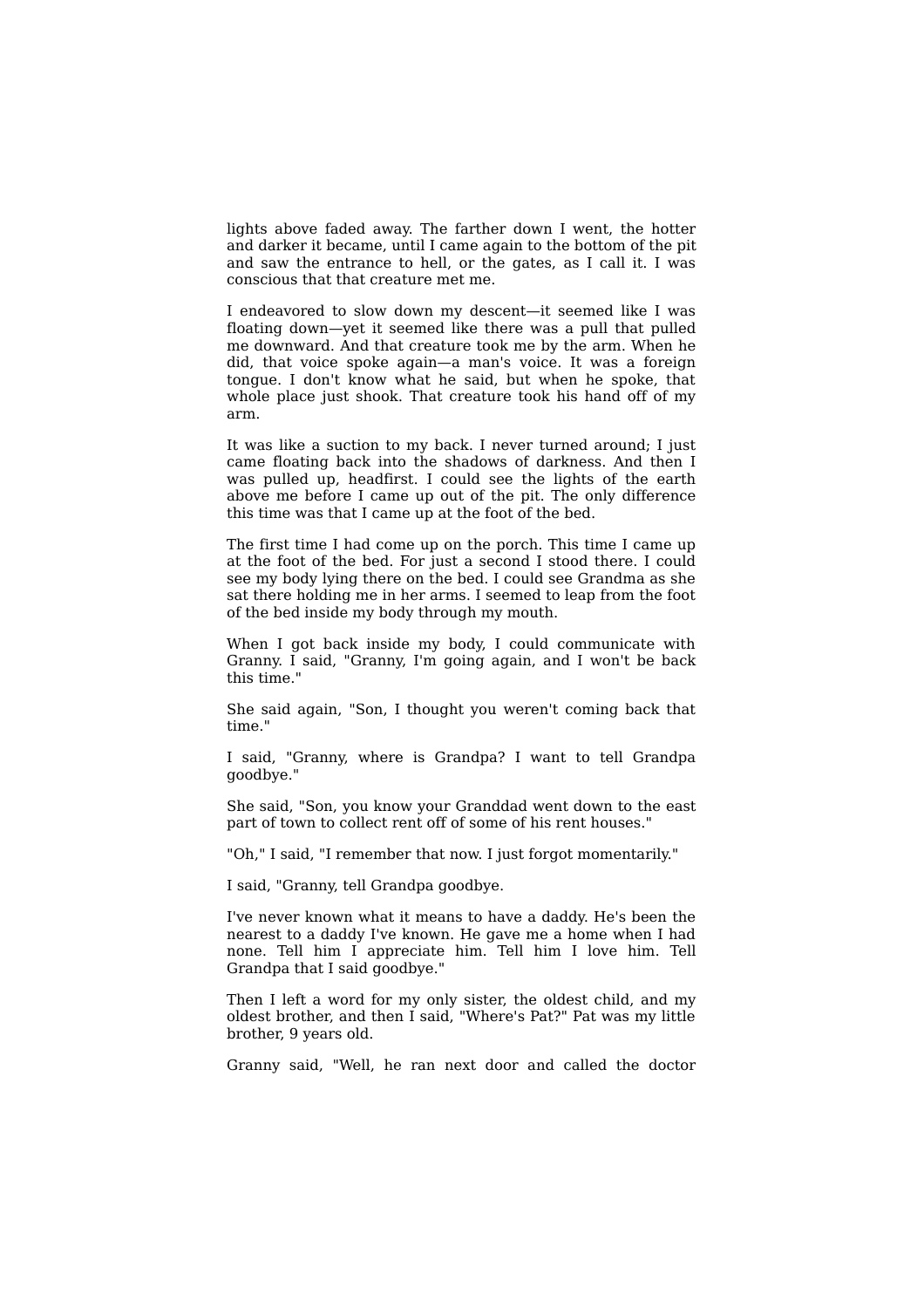lights above faded away. The farther down I went, the hotter and darker it became, until I came again to the bottom of the pit and saw the entrance to hell, or the gates, as I call it. I was conscious that that creature met me.

I endeavored to slow down my descent—it seemed like I was floating down—yet it seemed like there was a pull that pulled me downward. And that creature took me by the arm. When he did, that voice spoke again—a man's voice. It was a foreign tongue. I don't know what he said, but when he spoke, that whole place just shook. That creature took his hand off of my arm.

It was like a suction to my back. I never turned around; I just came floating back into the shadows of darkness. And then I was pulled up, headfirst. I could see the lights of the earth above me before I came up out of the pit. The only difference this time was that I came up at the foot of the bed.

The first time I had come up on the porch. This time I came up at the foot of the bed. For just a second I stood there. I could see my body lying there on the bed. I could see Grandma as she sat there holding me in her arms. I seemed to leap from the foot of the bed inside my body through my mouth.

When I got back inside my body, I could communicate with Granny. I said, "Granny, I'm going again, and I won't be back this time."

She said again, "Son, I thought you weren't coming back that time."

I said, "Granny, where is Grandpa? I want to tell Grandpa goodbye."

She said, "Son, you know your Granddad went down to the east part of town to collect rent off of some of his rent houses."

"Oh," I said, "I remember that now. I just forgot momentarily."

I said, "Granny, tell Grandpa goodbye.

I've never known what it means to have a daddy. He's been the nearest to a daddy I've known. He gave me a home when I had none. Tell him I appreciate him. Tell him I love him. Tell Grandpa that I said goodbye."

Then I left a word for my only sister, the oldest child, and my oldest brother, and then I said, "Where's Pat?" Pat was my little brother, 9 years old.

Granny said, "Well, he ran next door and called the doctor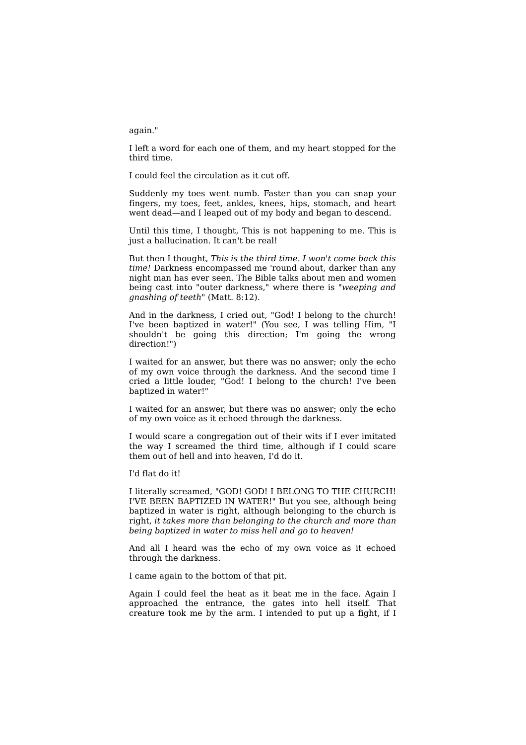again."

I left a word for each one of them, and my heart stopped for the third time.

I could feel the circulation as it cut off.

Suddenly my toes went numb. Faster than you can snap your fingers, my toes, feet, ankles, knees, hips, stomach, and heart went dead—and I leaped out of my body and began to descend.

Until this time, I thought, This is not happening to me. This is just a hallucination. It can't be real!

But then I thought, *This is the third time. I won't come back this time!* Darkness encompassed me 'round about, darker than any night man has ever seen. The Bible talks about men and women being cast into "outer darkness," where there is "*weeping and gnashing of teeth*" (Matt. 8:12).

And in the darkness, I cried out, "God! I belong to the church! I've been baptized in water!" (You see, I was telling Him, "I shouldn't be going this direction; I'm going the wrong direction!")

I waited for an answer, but there was no answer; only the echo of my own voice through the darkness. And the second time I cried a little louder, "God! I belong to the church! I've been baptized in water!"

I waited for an answer, but there was no answer; only the echo of my own voice as it echoed through the darkness.

I would scare a congregation out of their wits if I ever imitated the way I screamed the third time, although if I could scare them out of hell and into heaven, I'd do it.

I'd flat do it!

I literally screamed, "GOD! GOD! I BELONG TO THE CHURCH! I'VE BEEN BAPTIZED IN WATER!" But you see, although being baptized in water is right, although belonging to the church is right, *it takes more than belonging to the church and more than being baptized in water to miss hell and go to heaven!*

And all I heard was the echo of my own voice as it echoed through the darkness.

I came again to the bottom of that pit.

Again I could feel the heat as it beat me in the face. Again I approached the entrance, the gates into hell itself. That creature took me by the arm. I intended to put up a fight, if I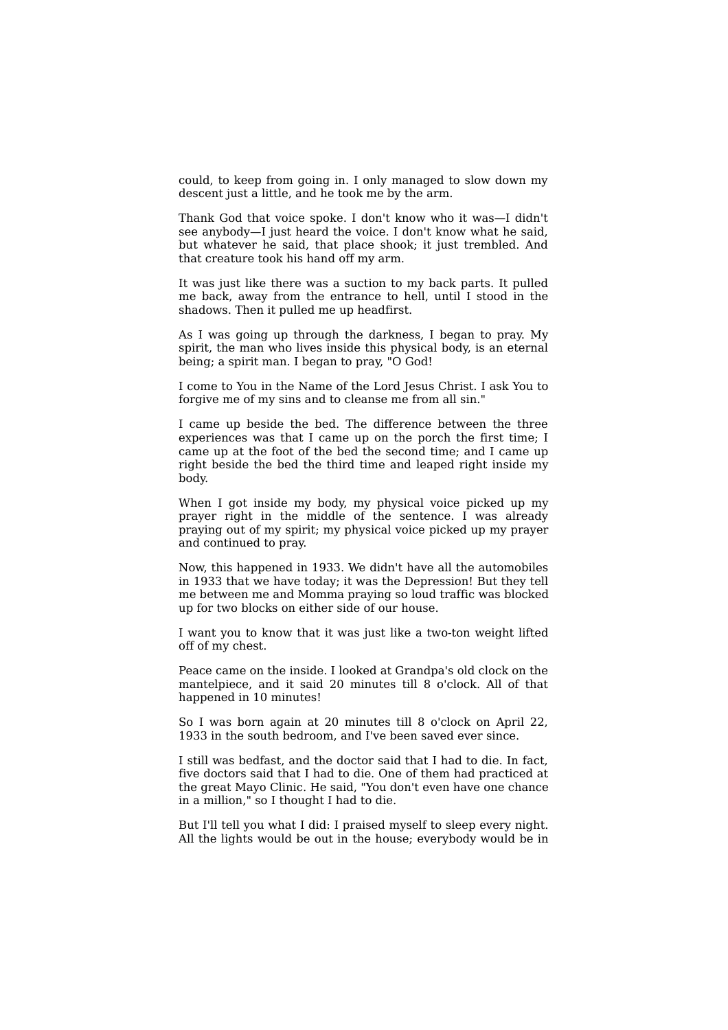could, to keep from going in. I only managed to slow down my descent just a little, and he took me by the arm.

Thank God that voice spoke. I don't know who it was—I didn't see anybody—I just heard the voice. I don't know what he said, but whatever he said, that place shook; it just trembled. And that creature took his hand off my arm.

It was just like there was a suction to my back parts. It pulled me back, away from the entrance to hell, until I stood in the shadows. Then it pulled me up headfirst.

As I was going up through the darkness, I began to pray. My spirit, the man who lives inside this physical body, is an eternal being; a spirit man. I began to pray, "O God!

I come to You in the Name of the Lord Jesus Christ. I ask You to forgive me of my sins and to cleanse me from all sin."

I came up beside the bed. The difference between the three experiences was that I came up on the porch the first time; I came up at the foot of the bed the second time; and I came up right beside the bed the third time and leaped right inside my body.

When I got inside my body, my physical voice picked up my prayer right in the middle of the sentence. I was already praying out of my spirit; my physical voice picked up my prayer and continued to pray.

Now, this happened in 1933. We didn't have all the automobiles in 1933 that we have today; it was the Depression! But they tell me between me and Momma praying so loud traffic was blocked up for two blocks on either side of our house.

I want you to know that it was just like a two-ton weight lifted off of my chest.

Peace came on the inside. I looked at Grandpa's old clock on the mantelpiece, and it said 20 minutes till 8 o'clock. All of that happened in 10 minutes!

So I was born again at 20 minutes till 8 o'clock on April 22, 1933 in the south bedroom, and I've been saved ever since.

I still was bedfast, and the doctor said that I had to die. In fact, five doctors said that I had to die. One of them had practiced at the great Mayo Clinic. He said, "You don't even have one chance in a million," so I thought I had to die.

But I'll tell you what I did: I praised myself to sleep every night. All the lights would be out in the house; everybody would be in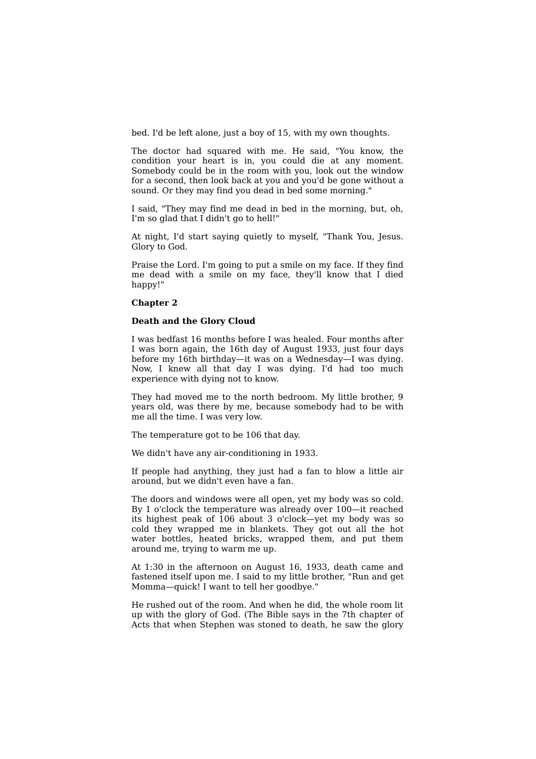bed. I'd be left alone, just a boy of 15, with my own thoughts.

The doctor had squared with me. He said, "You know, the condition your heart is in, you could die at any moment. Somebody could be in the room with you, look out the window for a second, then look back at you and you'd be gone without a sound. Or they may find you dead in bed some morning."

I said, "They may find me dead in bed in the morning, but, oh, I'm so glad that I didn't go to hell!"

At night, I'd start saying quietly to myself, "Thank You, Jesus. Glory to God.

Praise the Lord. I'm going to put a smile on my face. If they find me dead with a smile on my face, they'll know that I died happy!"

**Chapter 2**

**Death and the Glory Cloud**

I was bedfast 16 months before I was healed. Four months after I was born again, the 16th day of August 1933, just four days before my 16th birthday—it was on a Wednesday—I was dying. Now, I knew all that day I was dying. I'd had too much experience with dying not to know.

They had moved me to the north bedroom. My little brother, 9 years old, was there by me, because somebody had to be with me all the time. I was very low.

The temperature got to be 106 that day.

We didn't have any air-conditioning in 1933.

If people had anything, they just had a fan to blow a little air around, but we didn't even have a fan.

The doors and windows were all open, yet my body was so cold. By 1 o'clock the temperature was already over 100—it reached its highest peak of 106 about 3 o'clock—yet my body was so cold they wrapped me in blankets. They got out all the hot water bottles, heated bricks, wrapped them, and put them around me, trying to warm me up.

At 1:30 in the afternoon on August 16, 1933, death came and fastened itself upon me. I said to my little brother, "Run and get Momma—quick! I want to tell her goodbye."

He rushed out of the room. And when he did, the whole room lit up with the glory of God. (The Bible says in the 7th chapter of Acts that when Stephen was stoned to death, he saw the glory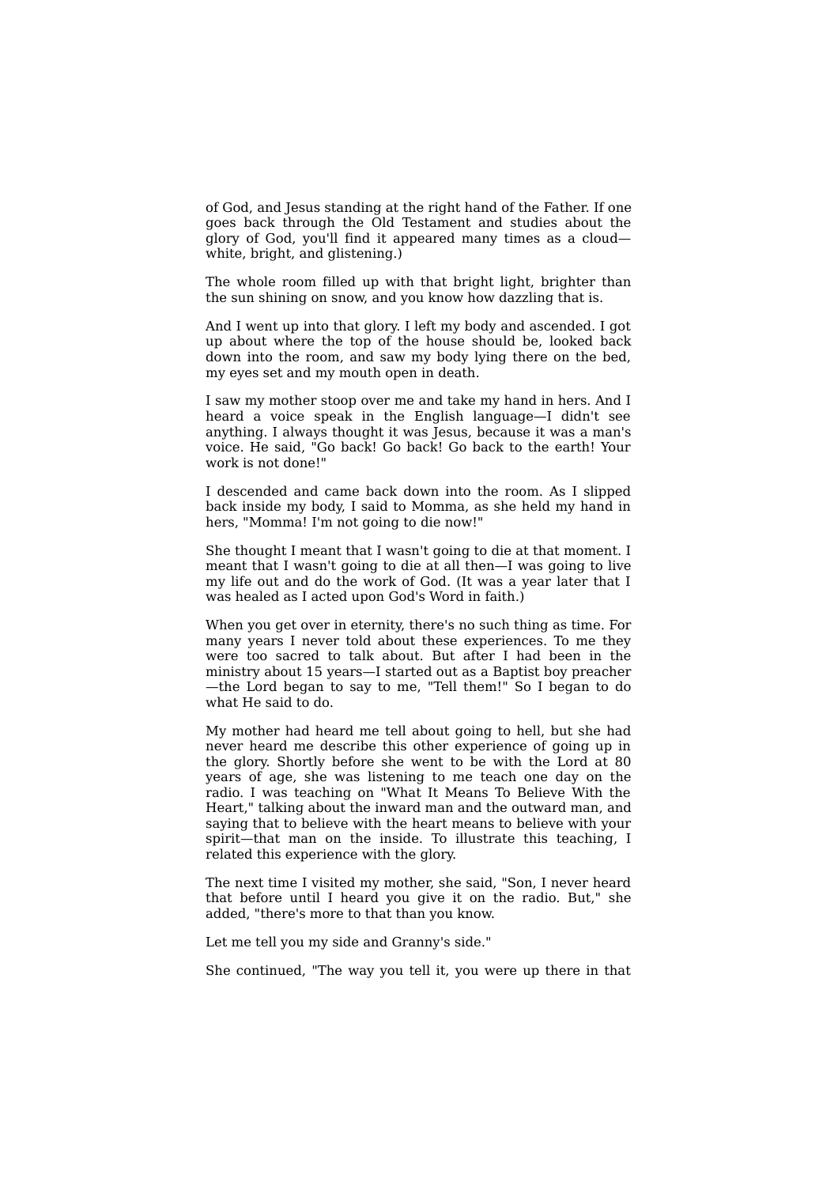of God, and Jesus standing at the right hand of the Father. If one goes back through the Old Testament and studies about the glory of God, you'll find it appeared many times as a cloud—white, bright, and glistening.)

The whole room filled up with that bright light, brighter than the sun shining on snow, and you know how dazzling that is.

And I went up into that glory. I left my body and ascended. I got up about where the top of the house should be, looked back down into the room, and saw my body lying there on the bed, my eyes set and my mouth open in death.

I saw my mother stoop over me and take my hand in hers. And I heard a voice speak in the English language—I didn't see anything. I always thought it was Jesus, because it was a man's voice. He said, "Go back! Go back! Go back to the earth! Your work is not done!"

I descended and came back down into the room. As I slipped back inside my body, I said to Momma, as she held my hand in hers, "Momma! I'm not going to die now!"

She thought I meant that I wasn't going to die at that moment. I meant that I wasn't going to die at all then—I was going to live my life out and do the work of God. (It was a year later that I was healed as I acted upon God's Word in faith.)

When you get over in eternity, there's no such thing as time. For many years I never told about these experiences. To me they were too sacred to talk about. But after I had been in the ministry about 15 years—I started out as a Baptist boy preacher—the Lord began to say to me, "Tell them!" So I began to do what He said to do.

My mother had heard me tell about going to hell, but she had never heard me describe this other experience of going up in the glory. Shortly before she went to be with the Lord at 80 years of age, she was listening to me teach one day on the radio. I was teaching on "What It Means To Believe With the Heart," talking about the inward man and the outward man, and saying that to believe with the heart means to believe with your spirit—that man on the inside. To illustrate this teaching, I related this experience with the glory.

The next time I visited my mother, she said, "Son, I never heard that before until I heard you give it on the radio. But," she added, "there's more to that than you know.

Let me tell you my side and Granny's side."

She continued, "The way you tell it, you were up there in that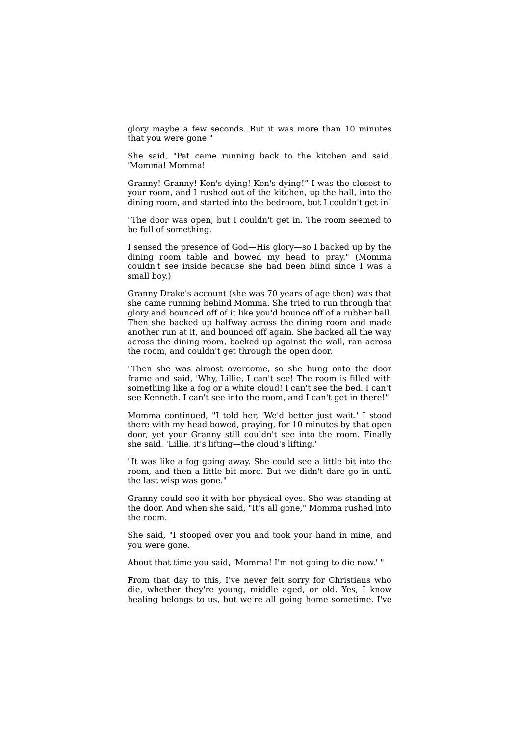glory maybe a few seconds. But it was more than 10 minutes that you were gone."

She said, "Pat came running back to the kitchen and said, 'Momma! Momma!

Granny! Granny! Ken's dying! Ken's dying!" I was the closest to your room, and I rushed out of the kitchen, up the hall, into the dining room, and started into the bedroom, but I couldn't get in!

"The door was open, but I couldn't get in. The room seemed to be full of something.

I sensed the presence of God—His glory—so I backed up by the dining room table and bowed my head to pray." (Momma couldn't see inside because she had been blind since I was a small boy.)

Granny Drake's account (she was 70 years of age then) was that she came running behind Momma. She tried to run through that glory and bounced off of it like you'd bounce off of a rubber ball. Then she backed up halfway across the dining room and made another run at it, and bounced off again. She backed all the way across the dining room, backed up against the wall, ran across the room, and couldn't get through the open door.

"Then she was almost overcome, so she hung onto the door frame and said, 'Why, Lillie, I can't see! The room is filled with something like a fog or a white cloud! I can't see the bed. I can't see Kenneth. I can't see into the room, and I can't get in there!"

Momma continued, "I told her, 'We'd better just wait.' I stood there with my head bowed, praying, for 10 minutes by that open door, yet your Granny still couldn't see into the room. Finally she said, 'Lillie, it's lifting—the cloud's lifting.'

"It was like a fog going away. She could see a little bit into the room, and then a little bit more. But we didn't dare go in until the last wisp was gone."

Granny could see it with her physical eyes. She was standing at the door. And when she said, "It's all gone," Momma rushed into the room.

She said, "I stooped over you and took your hand in mine, and you were gone.

About that time you said, 'Momma! I'm not going to die now.' "

From that day to this, I've never felt sorry for Christians who die, whether they're young, middle aged, or old. Yes, I know healing belongs to us, but we're all going home sometime. I've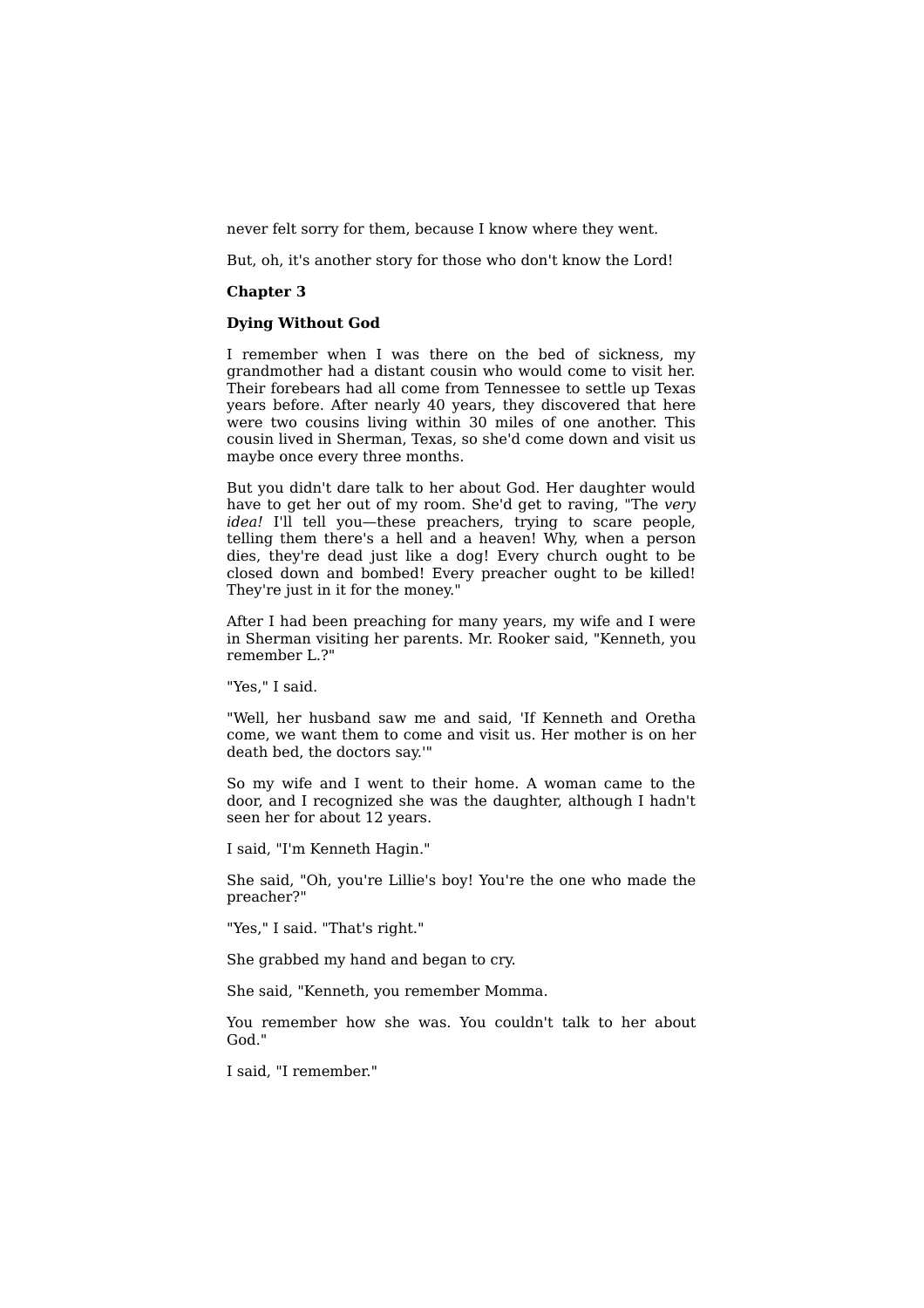never felt sorry for them, because I know where they went.

But, oh, it's another story for those who don't know the Lord!

**Chapter 3**

**Dying Without God**

I remember when I was there on the bed of sickness, my grandmother had a distant cousin who would come to visit her. Their forebears had all come from Tennessee to settle up Texas years before. After nearly 40 years, they discovered that here were two cousins living within 30 miles of one another. This cousin lived in Sherman, Texas, so she'd come down and visit us maybe once every three months.

But you didn't dare talk to her about God. Her daughter would have to get her out of my room. She'd get to raving, "The *very idea!* I'll tell you—these preachers, trying to scare people, telling them there's a hell and a heaven! Why, when a person dies, they're dead just like a dog! Every church ought to be closed down and bombed! Every preacher ought to be killed! They're just in it for the money."

After I had been preaching for many years, my wife and I were in Sherman visiting her parents. Mr. Rooker said, "Kenneth, you remember L.?"

"Yes," I said.

"Well, her husband saw me and said, 'If Kenneth and Oretha come, we want them to come and visit us. Her mother is on her death bed, the doctors say.'"

So my wife and I went to their home. A woman came to the door, and I recognized she was the daughter, although I hadn't seen her for about 12 years.

I said, "I'm Kenneth Hagin."

She said, "Oh, you're Lillie's boy! You're the one who made the preacher?"

"Yes," I said. "That's right."

She grabbed my hand and began to cry.

She said, "Kenneth, you remember Momma.

You remember how she was. You couldn't talk to her about God."

I said, "I remember."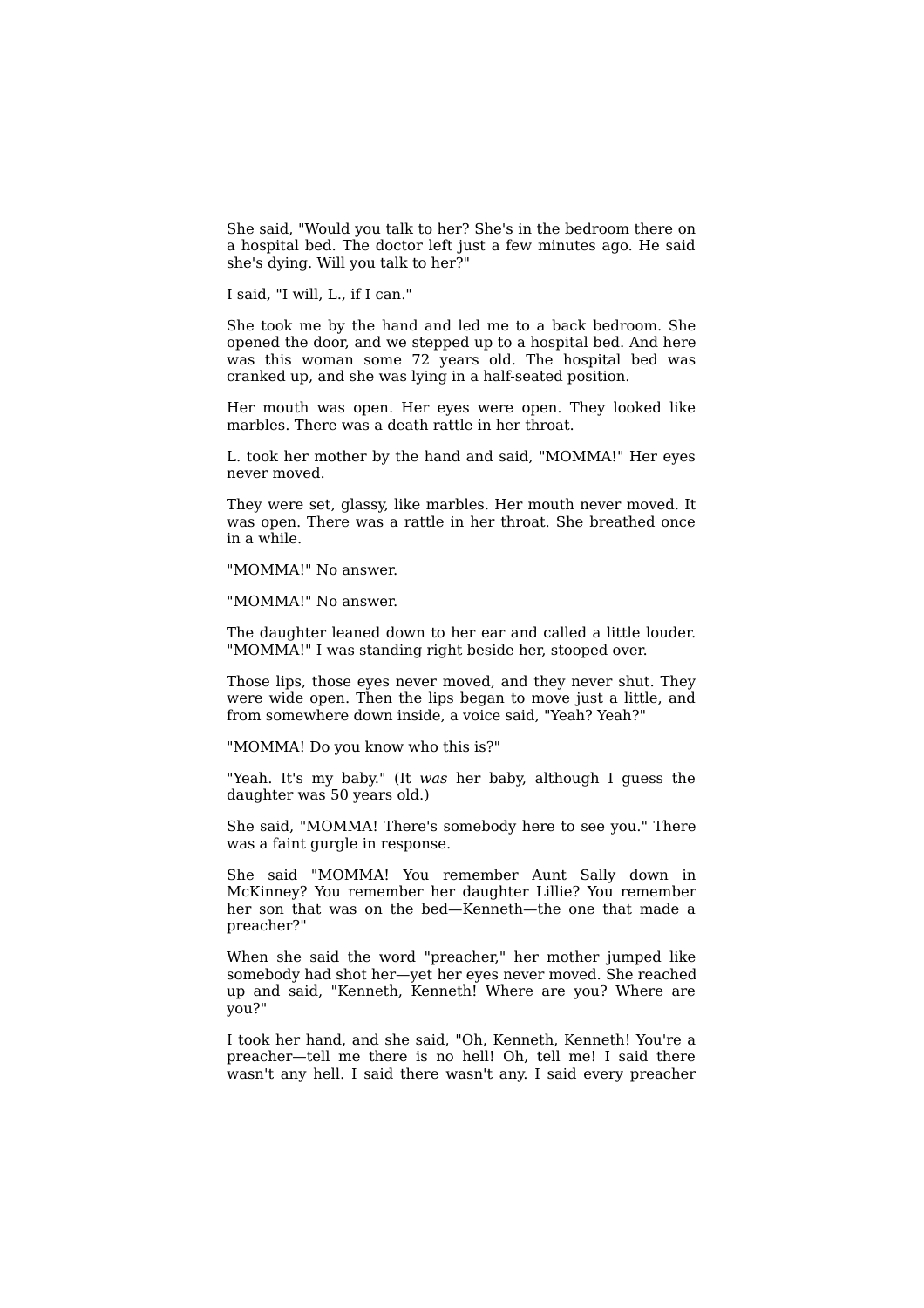She said, "Would you talk to her? She's in the bedroom there on a hospital bed. The doctor left just a few minutes ago. He said she's dying. Will you talk to her?"

I said, "I will, L., if I can."

She took me by the hand and led me to a back bedroom. She opened the door, and we stepped up to a hospital bed. And here was this woman some 72 years old. The hospital bed was cranked up, and she was lying in a half-seated position.

Her mouth was open. Her eyes were open. They looked like marbles. There was a death rattle in her throat.

L. took her mother by the hand and said, "MOMMA!" Her eyes never moved.

They were set, glassy, like marbles. Her mouth never moved. It was open. There was a rattle in her throat. She breathed once in a while.

"MOMMA!" No answer.

"MOMMA!" No answer.

The daughter leaned down to her ear and called a little louder. "MOMMA!" I was standing right beside her, stooped over.

Those lips, those eyes never moved, and they never shut. They were wide open. Then the lips began to move just a little, and from somewhere down inside, a voice said, "Yeah? Yeah?"

"MOMMA! Do you know who this is?"

"Yeah. It's my baby." (It *was* her baby, although I guess the daughter was 50 years old.)

She said, "MOMMA! There's somebody here to see you." There was a faint gurgle in response.

She said "MOMMA! You remember Aunt Sally down in McKinney? You remember her daughter Lillie? You remember her son that was on the bed—Kenneth—the one that made a preacher?"

When she said the word "preacher," her mother jumped like somebody had shot her—yet her eyes never moved. She reached up and said, "Kenneth, Kenneth! Where are you? Where are you?"

I took her hand, and she said, "Oh, Kenneth, Kenneth! You're a preacher—tell me there is no hell! Oh, tell me! I said there wasn't any hell. I said there wasn't any. I said every preacher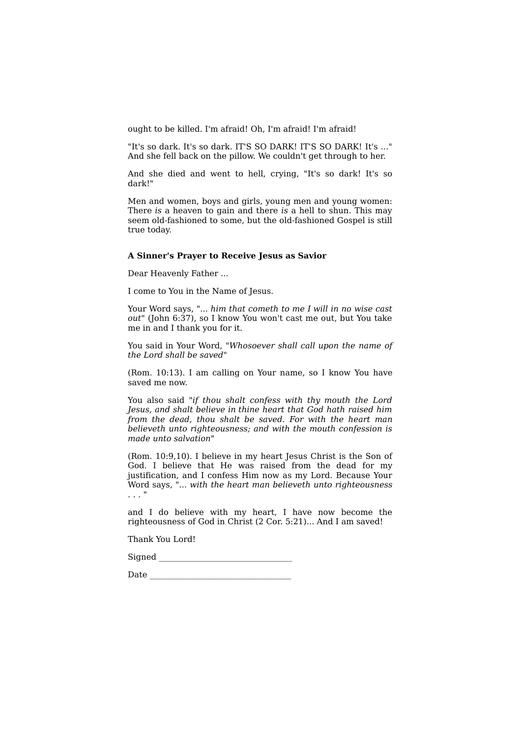ought to be killed. I'm afraid! Oh, I'm afraid! I'm afraid!

"It's so dark. It's so dark. IT'S SO DARK! IT'S SO DARK! It's ..." And she fell back on the pillow. We couldn't get through to her.

And she died and went to hell, crying, "It's so dark! It's so dark!"

Men and women, boys and girls, young men and young women: There *is* a heaven to gain and there *is* a hell to shun. This may seem old-fashioned to some, but the old-fashioned Gospel is still true today.

### A Sinner's Prayer to Receive Jesus as Savior

Dear Heavenly Father ...

I come to You in the Name of Jesus.

Your Word says, "*... him that cometh to me I will in no wise cast out*" (John 6:37), so I know You won't cast me out, but You take me in and I thank you for it.

You said in Your Word, "*Whosoever shall call upon the name of the Lord shall be saved*"

(Rom. 10:13). I am calling on Your name, so I know You have saved me now.

You also said "*if thou shalt confess with thy mouth the Lord Jesus, and shalt believe in thine heart that God hath raised him from the dead, thou shalt be saved. For with the heart man believeth unto righteousness; and with the mouth confession is made unto salvation*"

(Rom. 10:9,10). I believe in my heart Jesus Christ is the Son of God. I believe that He was raised from the dead for my justification, and I confess Him now as my Lord. Because Your Word says, "*... with the heart man believeth unto righteousness* . . . "

and I do believe with my heart, I have now become the righteousness of God in Christ (2 Cor. 5:21)... And I am saved!

Thank You Lord!

Signed ______________________________

Date ________________________________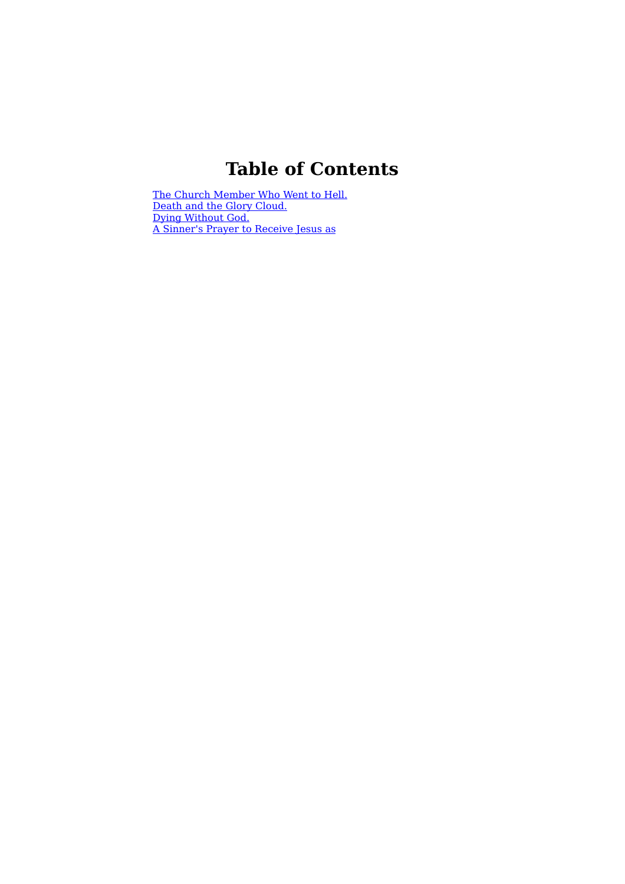# Table of Contents

The Church Member Who Went to Hell.
Death and the Glory Cloud.
Dying Without God.
A Sinner's Prayer to Receive Jesus as